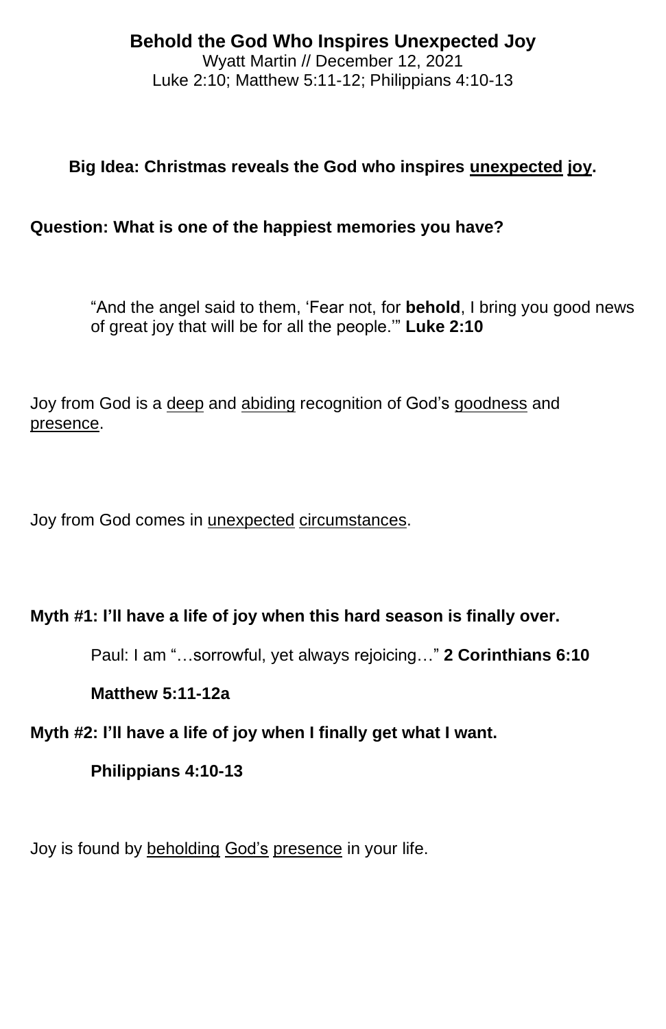# Behold the God Who Inspires Unexpected Joy

Wyatt Martin // December 12, 2021
Luke 2:10; Matthew 5:11-12; Philippians 4:10-13

**Big Idea: Christmas reveals the God who inspires <u>unexpected</u> <u>joy</u>.**

**Question: What is one of the happiest memories you have?**

> "And the angel said to them, 'Fear not, for **behold**, I bring you good news of great joy that will be for all the people.'" **Luke 2:10**

Joy from God is a <u>deep</u> and <u>abiding</u> recognition of God's <u>goodness</u> and <u>presence</u>.

Joy from God comes in <u>unexpected</u> <u>circumstances</u>.

**Myth #1: I'll have a life of joy when this hard season is finally over.**

> Paul: I am "…sorrowful, yet always rejoicing…" **2 Corinthians 6:10**
>
> **Matthew 5:11-12a**

**Myth #2: I'll have a life of joy when I finally get what I want.**

> **Philippians 4:10-13**

Joy is found by <u>beholding</u> <u>God's</u> <u>presence</u> in your life.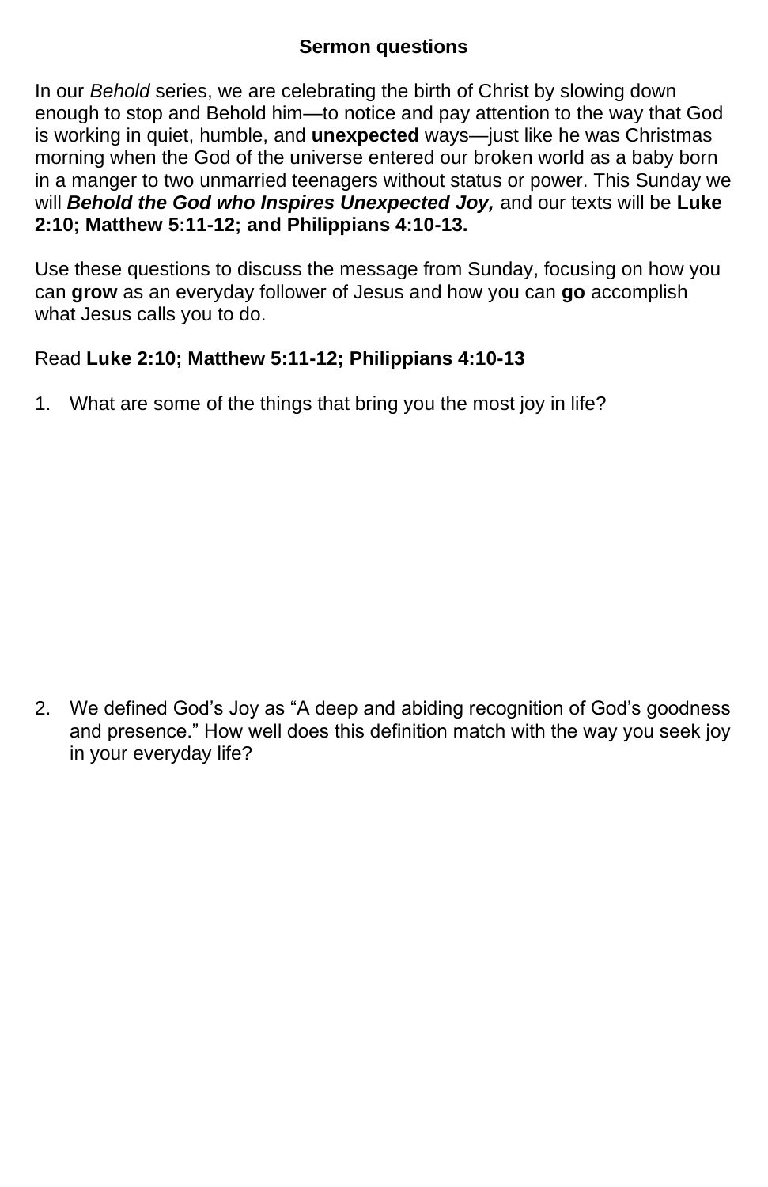**Sermon questions**

In our *Behold* series, we are celebrating the birth of Christ by slowing down enough to stop and Behold him—to notice and pay attention to the way that God is working in quiet, humble, and **unexpected** ways—just like he was Christmas morning when the God of the universe entered our broken world as a baby born in a manger to two unmarried teenagers without status or power. This Sunday we will ***Behold the God who Inspires Unexpected Joy,*** and our texts will be **Luke 2:10; Matthew 5:11-12; and Philippians 4:10-13.**

Use these questions to discuss the message from Sunday, focusing on how you can **grow** as an everyday follower of Jesus and how you can **go** accomplish what Jesus calls you to do.

Read **Luke 2:10; Matthew 5:11-12; Philippians 4:10-13**

1. What are some of the things that bring you the most joy in life?

2. We defined God's Joy as "A deep and abiding recognition of God's goodness and presence." How well does this definition match with the way you seek joy in your everyday life?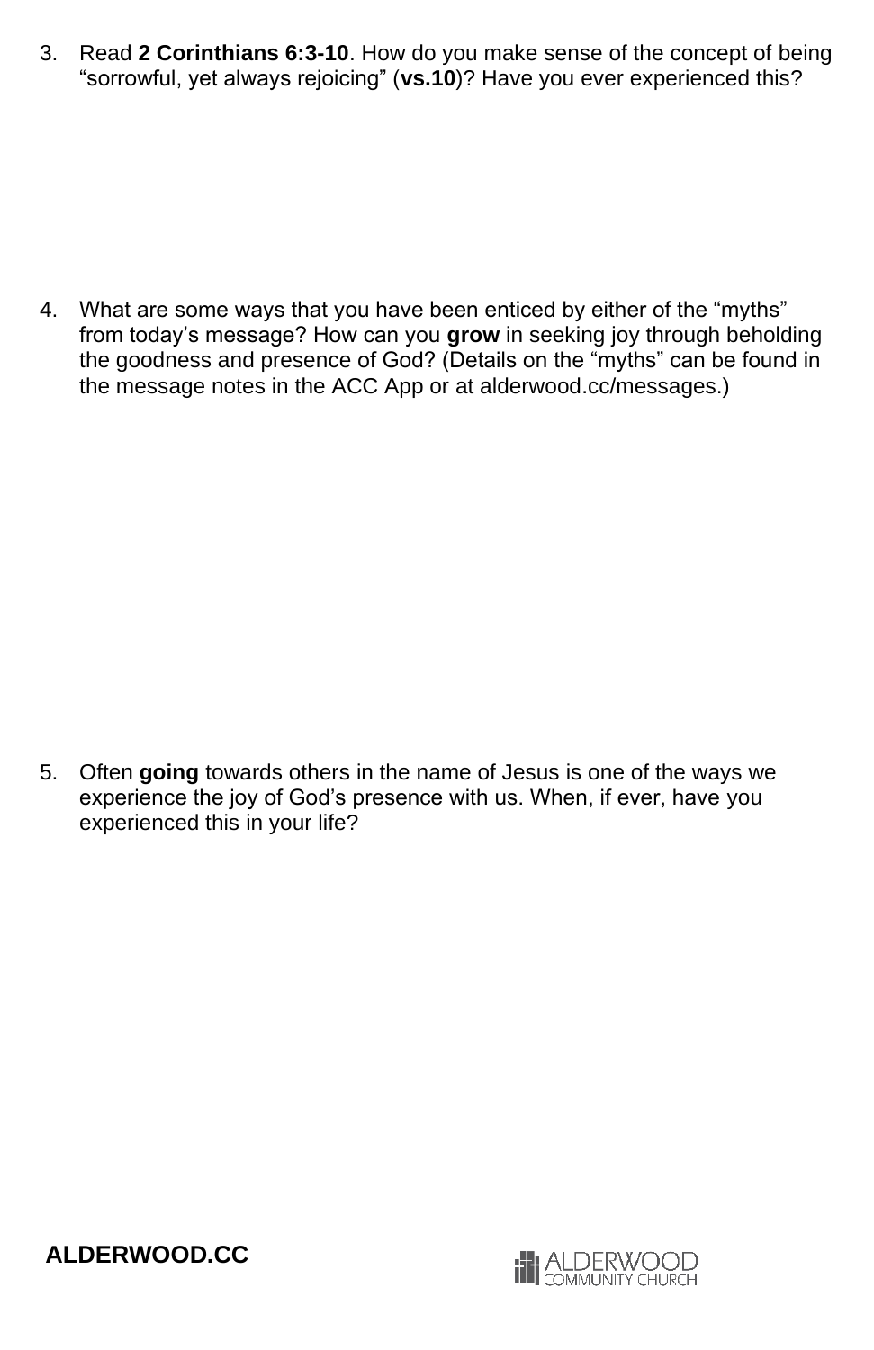3. Read **2 Corinthians 6:3-10**. How do you make sense of the concept of being "sorrowful, yet always rejoicing" (**vs.10**)? Have you ever experienced this?

4. What are some ways that you have been enticed by either of the "myths" from today's message? How can you **grow** in seeking joy through beholding the goodness and presence of God? (Details on the "myths" can be found in the message notes in the ACC App or at alderwood.cc/messages.)

5. Often **going** towards others in the name of Jesus is one of the ways we experience the joy of God's presence with us. When, if ever, have you experienced this in your life?

**ALDERWOOD.CC**

ALDERWOOD COMMUNITY CHURCH